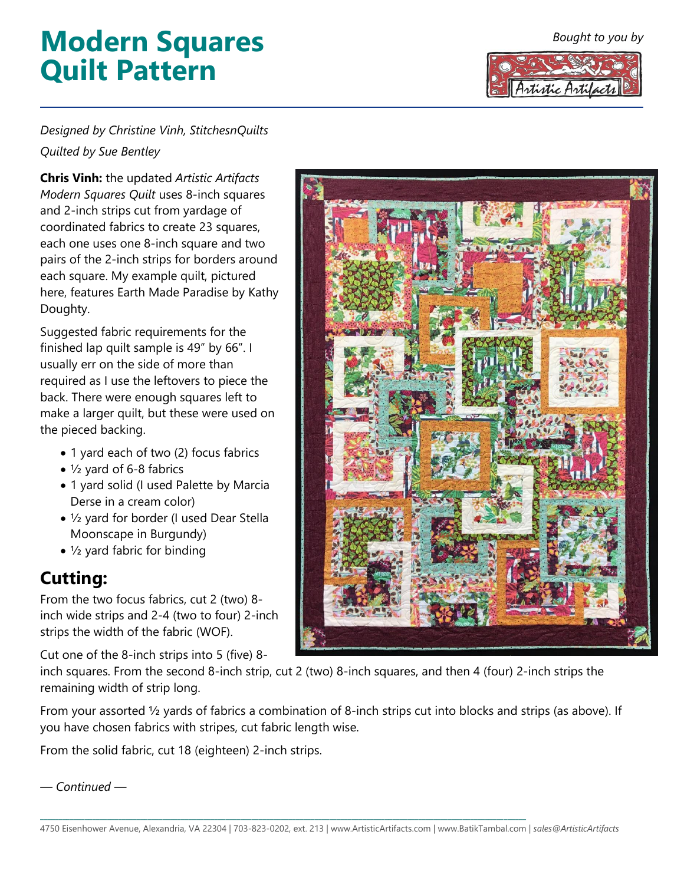# Modern Squares Quilt Pattern

*Bought to you by*

*Designed by Christine Vinh, StitchesnQuilts*

*Quilted by Sue Bentley*

**Chris Vinh:** the updated *Artistic Artifacts Modern Squares Quilt* uses 8-inch squares and 2-inch strips cut from yardage of coordinated fabrics to create 23 squares, each one uses one 8-inch square and two pairs of the 2-inch strips for borders around each square. My example quilt, pictured here, features Earth Made Paradise by Kathy Doughty.

Suggested fabric requirements for the finished lap quilt sample is 49″ by 66″. I usually err on the side of more than required as I use the leftovers to piece the back. There were enough squares left to make a larger quilt, but these were used on the pieced backing.

- 1 yard each of two (2) focus fabrics
- ½ yard of 6-8 fabrics
- 1 yard solid (I used Palette by Marcia Derse in a cream color)
- ½ yard for border (I used Dear Stella Moonscape in Burgundy)
- ½ yard fabric for binding

## Cutting:

From the two focus fabrics, cut 2 (two) 8-inch wide strips and 2-4 (two to four) 2-inch strips the width of the fabric (WOF).

Cut one of the 8-inch strips into 5 (five) 8-inch squares. From the second 8-inch strip, cut 2 (two) 8-inch squares, and then 4 (four) 2-inch strips the remaining width of strip long.

From your assorted ½ yards of fabrics a combination of 8-inch strips cut into blocks and strips (as above). If you have chosen fabrics with stripes, cut fabric length wise.

From the solid fabric, cut 18 (eighteen) 2-inch strips.

*— Continued —*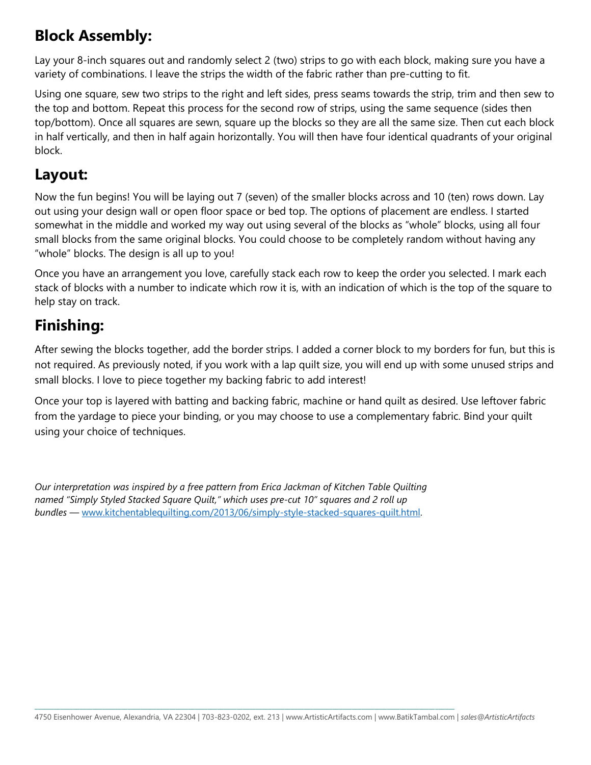## Block Assembly:

Lay your 8-inch squares out and randomly select 2 (two) strips to go with each block, making sure you have a variety of combinations. I leave the strips the width of the fabric rather than pre-cutting to fit.

Using one square, sew two strips to the right and left sides, press seams towards the strip, trim and then sew to the top and bottom. Repeat this process for the second row of strips, using the same sequence (sides then top/bottom). Once all squares are sewn, square up the blocks so they are all the same size. Then cut each block in half vertically, and then in half again horizontally. You will then have four identical quadrants of your original block.

## Layout:

Now the fun begins! You will be laying out 7 (seven) of the smaller blocks across and 10 (ten) rows down. Lay out using your design wall or open floor space or bed top. The options of placement are endless. I started somewhat in the middle and worked my way out using several of the blocks as "whole" blocks, using all four small blocks from the same original blocks. You could choose to be completely random without having any "whole" blocks. The design is all up to you!

Once you have an arrangement you love, carefully stack each row to keep the order you selected. I mark each stack of blocks with a number to indicate which row it is, with an indication of which is the top of the square to help stay on track.

## Finishing:

After sewing the blocks together, add the border strips. I added a corner block to my borders for fun, but this is not required. As previously noted, if you work with a lap quilt size, you will end up with some unused strips and small blocks. I love to piece together my backing fabric to add interest!

Once your top is layered with batting and backing fabric, machine or hand quilt as desired. Use leftover fabric from the yardage to piece your binding, or you may choose to use a complementary fabric. Bind your quilt using your choice of techniques.

*Our interpretation was inspired by a free pattern from Erica Jackman of Kitchen Table Quilting named "Simply Styled Stacked Square Quilt," which uses pre-cut 10" squares and 2 roll up bundles* — [www.kitchentablequilting.com/2013/06/simply-style-stacked-squares-quilt.html](http://www.kitchentablequilting.com/2013/06/simply-style-stacked-squares-quilt.html).